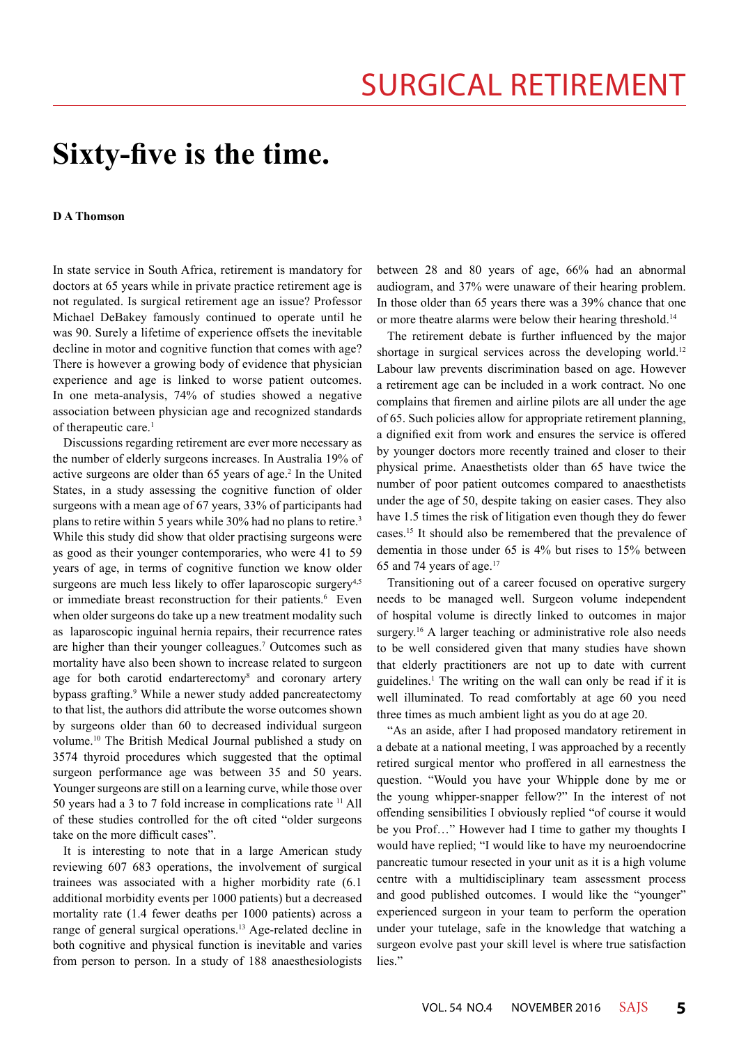# SURGICAL RETIREMENT

# Sixty-five is the time.

**D A Thomson**

In state service in South Africa, retirement is mandatory for doctors at 65 years while in private practice retirement age is not regulated. Is surgical retirement age an issue? Professor Michael DeBakey famously continued to operate until he was 90. Surely a lifetime of experience offsets the inevitable decline in motor and cognitive function that comes with age? There is however a growing body of evidence that physician experience and age is linked to worse patient outcomes. In one meta-analysis, 74% of studies showed a negative association between physician age and recognized standards of therapeutic care.[1]

Discussions regarding retirement are ever more necessary as the number of elderly surgeons increases. In Australia 19% of active surgeons are older than 65 years of age.[2] In the United States, in a study assessing the cognitive function of older surgeons with a mean age of 67 years, 33% of participants had plans to retire within 5 years while 30% had no plans to retire.[3] While this study did show that older practising surgeons were as good as their younger contemporaries, who were 41 to 59 years of age, in terms of cognitive function we know older surgeons are much less likely to offer laparoscopic surgery[4,5] or immediate breast reconstruction for their patients.[6] Even when older surgeons do take up a new treatment modality such as laparoscopic inguinal hernia repairs, their recurrence rates are higher than their younger colleagues.[7] Outcomes such as mortality have also been shown to increase related to surgeon age for both carotid endarterectomy[8] and coronary artery bypass grafting.[9] While a newer study added pancreatectomy to that list, the authors did attribute the worse outcomes shown by surgeons older than 60 to decreased individual surgeon volume.[10] The British Medical Journal published a study on 3574 thyroid procedures which suggested that the optimal surgeon performance age was between 35 and 50 years. Younger surgeons are still on a learning curve, while those over 50 years had a 3 to 7 fold increase in complications rate [11] All of these studies controlled for the oft cited "older surgeons take on the more difficult cases".

It is interesting to note that in a large American study reviewing 607 683 operations, the involvement of surgical trainees was associated with a higher morbidity rate (6.1 additional morbidity events per 1000 patients) but a decreased mortality rate (1.4 fewer deaths per 1000 patients) across a range of general surgical operations.[13] Age-related decline in both cognitive and physical function is inevitable and varies from person to person. In a study of 188 anaesthesiologists between 28 and 80 years of age, 66% had an abnormal audiogram, and 37% were unaware of their hearing problem. In those older than 65 years there was a 39% chance that one or more theatre alarms were below their hearing threshold.[14]

The retirement debate is further influenced by the major shortage in surgical services across the developing world.[12] Labour law prevents discrimination based on age. However a retirement age can be included in a work contract. No one complains that firemen and airline pilots are all under the age of 65. Such policies allow for appropriate retirement planning, a dignified exit from work and ensures the service is offered by younger doctors more recently trained and closer to their physical prime. Anaesthetists older than 65 have twice the number of poor patient outcomes compared to anaesthetists under the age of 50, despite taking on easier cases. They also have 1.5 times the risk of litigation even though they do fewer cases.[15] It should also be remembered that the prevalence of dementia in those under 65 is 4% but rises to 15% between 65 and 74 years of age.[17]

Transitioning out of a career focused on operative surgery needs to be managed well. Surgeon volume independent of hospital volume is directly linked to outcomes in major surgery.[16] A larger teaching or administrative role also needs to be well considered given that many studies have shown that elderly practitioners are not up to date with current guidelines.[1] The writing on the wall can only be read if it is well illuminated. To read comfortably at age 60 you need three times as much ambient light as you do at age 20.

"As an aside, after I had proposed mandatory retirement in a debate at a national meeting, I was approached by a recently retired surgical mentor who proffered in all earnestness the question. "Would you have your Whipple done by me or the young whipper-snapper fellow?" In the interest of not offending sensibilities I obviously replied "of course it would be you Prof…" However had I time to gather my thoughts I would have replied; "I would like to have my neuroendocrine pancreatic tumour resected in your unit as it is a high volume centre with a multidisciplinary team assessment process and good published outcomes. I would like the "younger" experienced surgeon in your team to perform the operation under your tutelage, safe in the knowledge that watching a surgeon evolve past your skill level is where true satisfaction lies."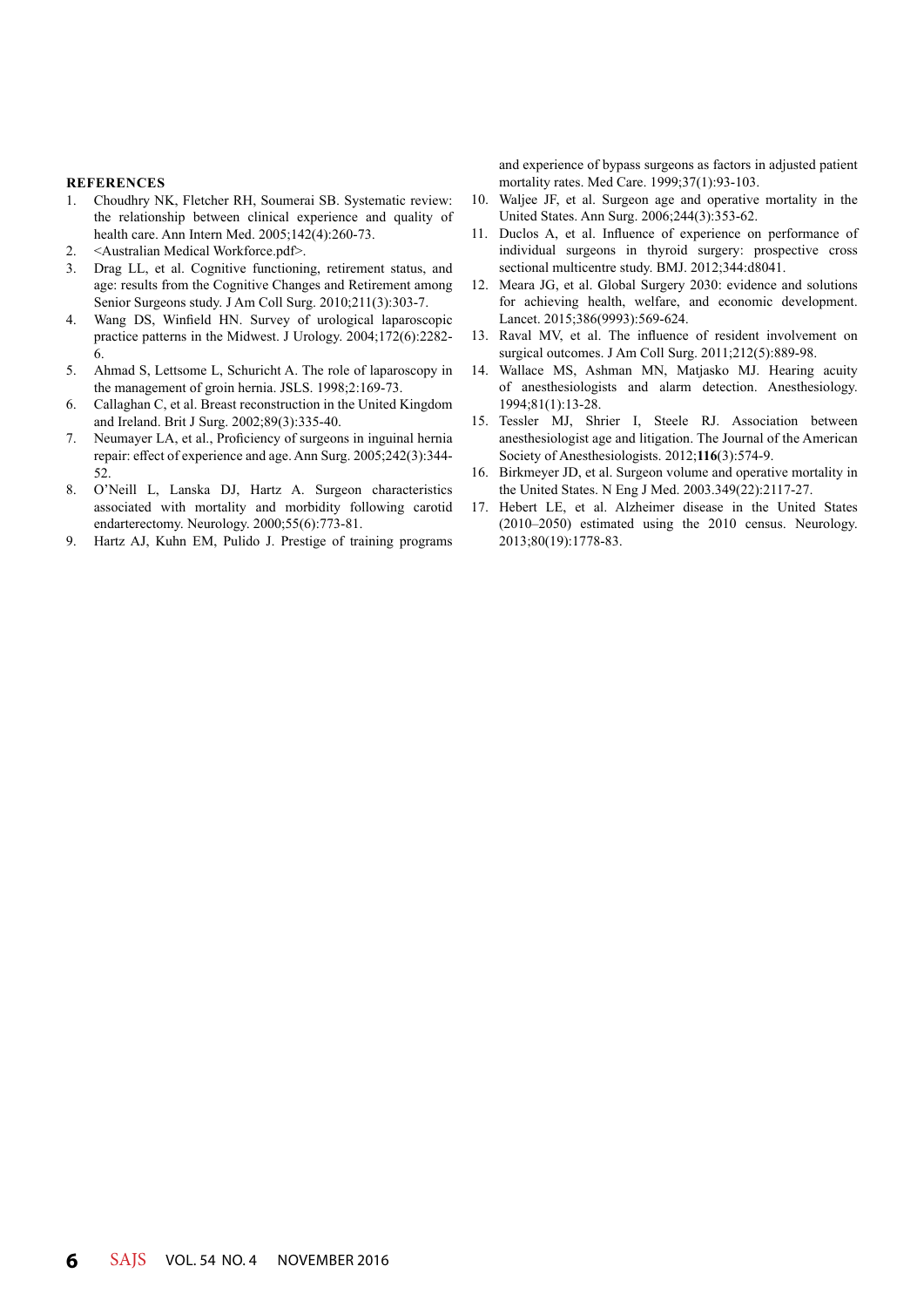**REFERENCES**

1. Choudhry NK, Fletcher RH, Soumerai SB. Systematic review: the relationship between clinical experience and quality of health care. Ann Intern Med. 2005;142(4):260-73.
2. <Australian Medical Workforce.pdf>.
3. Drag LL, et al. Cognitive functioning, retirement status, and age: results from the Cognitive Changes and Retirement among Senior Surgeons study. J Am Coll Surg. 2010;211(3):303-7.
4. Wang DS, Winfield HN. Survey of urological laparoscopic practice patterns in the Midwest. J Urology. 2004;172(6):2282-6.
5. Ahmad S, Lettsome L, Schuricht A. The role of laparoscopy in the management of groin hernia. JSLS. 1998;2:169-73.
6. Callaghan C, et al. Breast reconstruction in the United Kingdom and Ireland. Brit J Surg. 2002;89(3):335-40.
7. Neumayer LA, et al., Proficiency of surgeons in inguinal hernia repair: effect of experience and age. Ann Surg. 2005;242(3):344-52.
8. O'Neill L, Lanska DJ, Hartz A. Surgeon characteristics associated with mortality and morbidity following carotid endarterectomy. Neurology. 2000;55(6):773-81.
9. Hartz AJ, Kuhn EM, Pulido J. Prestige of training programs and experience of bypass surgeons as factors in adjusted patient mortality rates. Med Care. 1999;37(1):93-103.
10. Waljee JF, et al. Surgeon age and operative mortality in the United States. Ann Surg. 2006;244(3):353-62.
11. Duclos A, et al. Influence of experience on performance of individual surgeons in thyroid surgery: prospective cross sectional multicentre study. BMJ. 2012;344:d8041.
12. Meara JG, et al. Global Surgery 2030: evidence and solutions for achieving health, welfare, and economic development. Lancet. 2015;386(9993):569-624.
13. Raval MV, et al. The influence of resident involvement on surgical outcomes. J Am Coll Surg. 2011;212(5):889-98.
14. Wallace MS, Ashman MN, Matjasko MJ. Hearing acuity of anesthesiologists and alarm detection. Anesthesiology. 1994;81(1):13-28.
15. Tessler MJ, Shrier I, Steele RJ. Association between anesthesiologist age and litigation. The Journal of the American Society of Anesthesiologists. 2012;**116**(3):574-9.
16. Birkmeyer JD, et al. Surgeon volume and operative mortality in the United States. N Eng J Med. 2003.349(22):2117-27.
17. Hebert LE, et al. Alzheimer disease in the United States (2010–2050) estimated using the 2010 census. Neurology. 2013;80(19):1778-83.